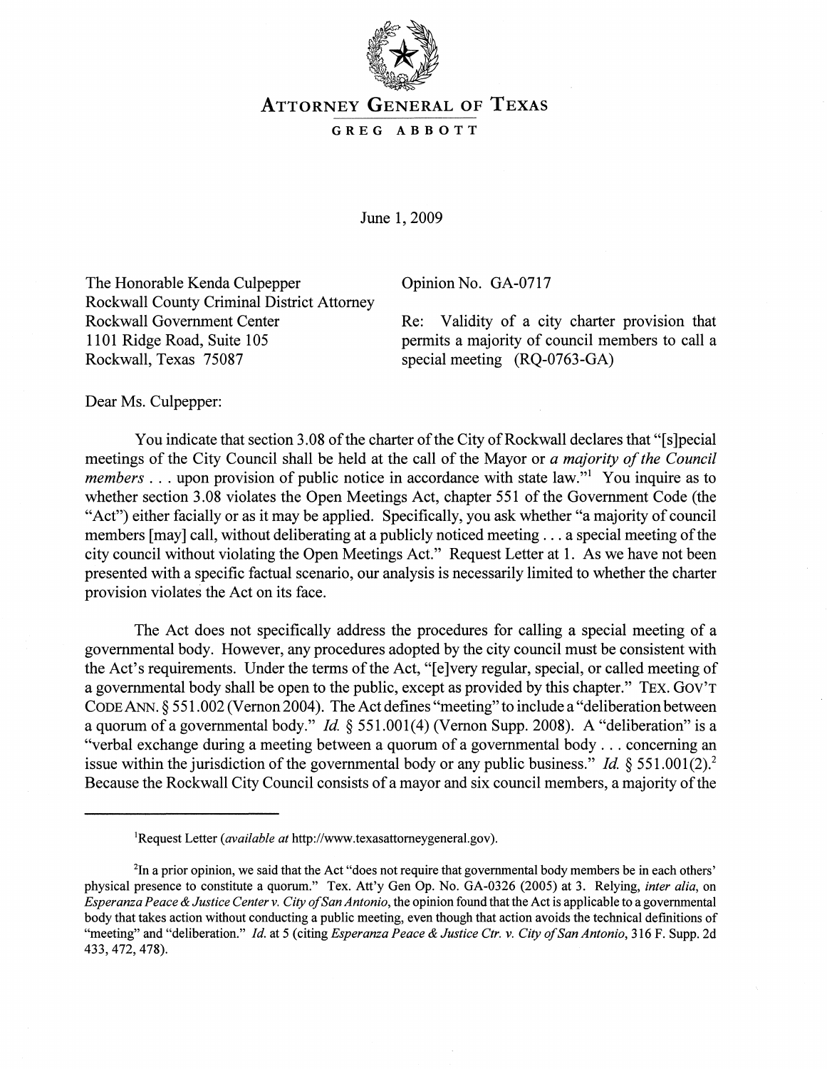# ATTORNEY GENERAL OF TEXAS

**GREG ABBOTT**

June 1, 2009

The Honorable Kenda Culpepper
Rockwall County Criminal District Attorney
Rockwall Government Center
1101 Ridge Road, Suite 105
Rockwall, Texas 75087

Opinion No. GA-0717

Re: Validity of a city charter provision that permits a majority of council members to call a special meeting (RQ-0763-GA)

Dear Ms. Culpepper:

You indicate that section 3.08 of the charter of the City of Rockwall declares that "[s]pecial meetings of the City Council shall be held at the call of the Mayor or *a majority of the Council members* . . . upon provision of public notice in accordance with state law."[1] You inquire as to whether section 3.08 violates the Open Meetings Act, chapter 551 of the Government Code (the "Act") either facially or as it may be applied. Specifically, you ask whether "a majority of council members [may] call, without deliberating at a publicly noticed meeting . . . a special meeting of the city council without violating the Open Meetings Act." Request Letter at 1. As we have not been presented with a specific factual scenario, our analysis is necessarily limited to whether the charter provision violates the Act on its face.

The Act does not specifically address the procedures for calling a special meeting of a governmental body. However, any procedures adopted by the city council must be consistent with the Act's requirements. Under the terms of the Act, "[e]very regular, special, or called meeting of a governmental body shall be open to the public, except as provided by this chapter." TEX. GOV'T CODE ANN. § 551.002 (Vernon 2004). The Act defines "meeting" to include a "deliberation between a quorum of a governmental body." *Id.* § 551.001(4) (Vernon Supp. 2008). A "deliberation" is a "verbal exchange during a meeting between a quorum of a governmental body . . . concerning an issue within the jurisdiction of the governmental body or any public business." *Id.* § 551.001(2).[2] Because the Rockwall City Council consists of a mayor and six council members, a majority of the

---

[1] Request Letter (*available at* http://www.texasattorneygeneral.gov).

[2] In a prior opinion, we said that the Act "does not require that governmental body members be in each others' physical presence to constitute a quorum." Tex. Att'y Gen Op. No. GA-0326 (2005) at 3. Relying, *inter alia*, on *Esperanza Peace & Justice Center v. City of San Antonio*, the opinion found that the Act is applicable to a governmental body that takes action without conducting a public meeting, even though that action avoids the technical definitions of "meeting" and "deliberation." *Id.* at 5 (citing *Esperanza Peace & Justice Ctr. v. City of San Antonio*, 316 F. Supp. 2d 433, 472, 478).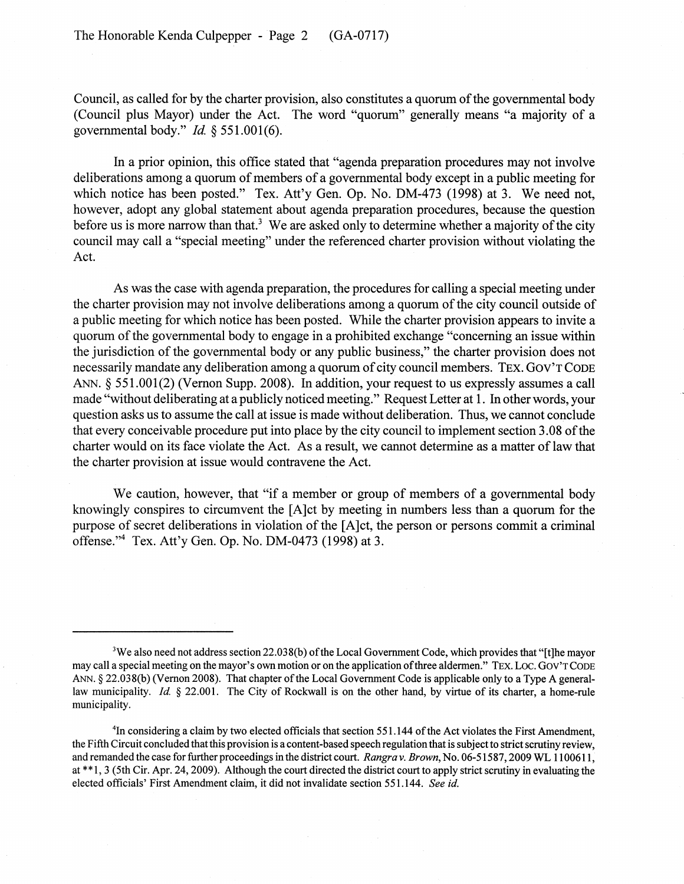Council, as called for by the charter provision, also constitutes a quorum of the governmental body (Council plus Mayor) under the Act. The word "quorum" generally means "a majority of a governmental body." *Id.* § 551.001(6).

In a prior opinion, this office stated that "agenda preparation procedures may not involve deliberations among a quorum of members of a governmental body except in a public meeting for which notice has been posted." Tex. Att'y Gen. Op. No. DM-473 (1998) at 3. We need not, however, adopt any global statement about agenda preparation procedures, because the question before us is more narrow than that.[3] We are asked only to determine whether a majority of the city council may call a "special meeting" under the referenced charter provision without violating the Act.

As was the case with agenda preparation, the procedures for calling a special meeting under the charter provision may not involve deliberations among a quorum of the city council outside of a public meeting for which notice has been posted. While the charter provision appears to invite a quorum of the governmental body to engage in a prohibited exchange "concerning an issue within the jurisdiction of the governmental body or any public business," the charter provision does not necessarily mandate any deliberation among a quorum of city council members. TEX. GOV'T CODE ANN. § 551.001(2) (Vernon Supp. 2008). In addition, your request to us expressly assumes a call made "without deliberating at a publicly noticed meeting." Request Letter at 1. In other words, your question asks us to assume the call at issue is made without deliberation. Thus, we cannot conclude that every conceivable procedure put into place by the city council to implement section 3.08 of the charter would on its face violate the Act. As a result, we cannot determine as a matter of law that the charter provision at issue would contravene the Act.

We caution, however, that "if a member or group of members of a governmental body knowingly conspires to circumvent the [A]ct by meeting in numbers less than a quorum for the purpose of secret deliberations in violation of the [A]ct, the person or persons commit a criminal offense."[4] Tex. Att'y Gen. Op. No. DM-0473 (1998) at 3.

---

[3]We also need not address section 22.038(b) of the Local Government Code, which provides that "[t]he mayor may call a special meeting on the mayor's own motion or on the application of three aldermen." TEX. LOC. GOV'T CODE ANN. § 22.038(b) (Vernon 2008). That chapter of the Local Government Code is applicable only to a Type A general-law municipality. *Id.* § 22.001. The City of Rockwall is on the other hand, by virtue of its charter, a home-rule municipality.

[4]In considering a claim by two elected officials that section 551.144 of the Act violates the First Amendment, the Fifth Circuit concluded that this provision is a content-based speech regulation that is subject to strict scrutiny review, and remanded the case for further proceedings in the district court. *Rangra v. Brown*, No. 06-51587, 2009 WL 1100611, at **1, 3 (5th Cir. Apr. 24, 2009). Although the court directed the district court to apply strict scrutiny in evaluating the elected officials' First Amendment claim, it did not invalidate section 551.144. *See id.*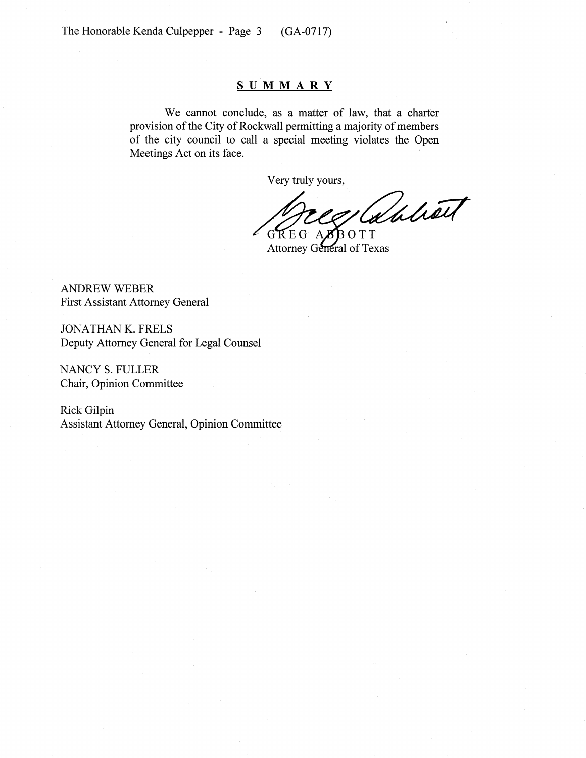## SUMMARY

We cannot conclude, as a matter of law, that a charter provision of the City of Rockwall permitting a majority of members of the city council to call a special meeting violates the Open Meetings Act on its face.

Very truly yours,

GREG ABBOTT
Attorney General of Texas

ANDREW WEBER
First Assistant Attorney General

JONATHAN K. FRELS
Deputy Attorney General for Legal Counsel

NANCY S. FULLER
Chair, Opinion Committee

Rick Gilpin
Assistant Attorney General, Opinion Committee